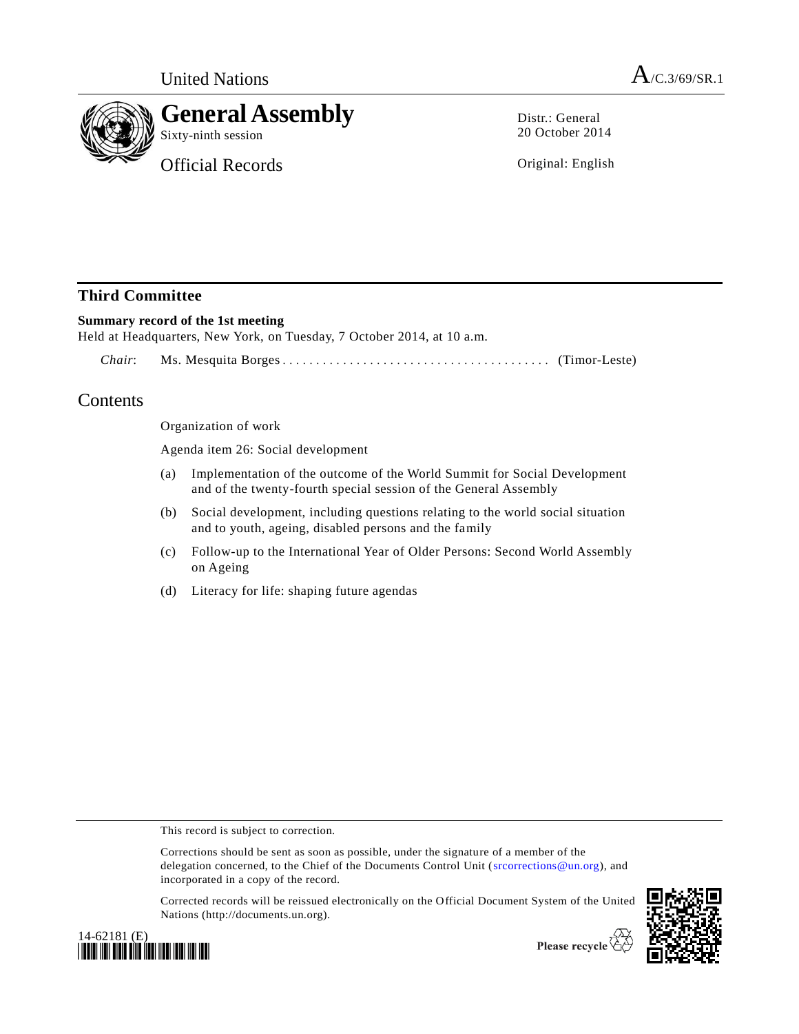United Nations

A/C.3/69/SR.1

# General Assembly

Sixty-ninth session

Official Records

Distr.: General
20 October 2014

Original: English

## Third Committee

**Summary record of the 1st meeting**

Held at Headquarters, New York, on Tuesday, 7 October 2014, at 10 a.m.

*Chair*: Ms. Mesquita Borges .......................................... (Timor-Leste)

## Contents

Organization of work

Agenda item 26: Social development

(a) Implementation of the outcome of the World Summit for Social Development and of the twenty-fourth special session of the General Assembly

(b) Social development, including questions relating to the world social situation and to youth, ageing, disabled persons and the family

(c) Follow-up to the International Year of Older Persons: Second World Assembly on Ageing

(d) Literacy for life: shaping future agendas

This record is subject to correction.

Corrections should be sent as soon as possible, under the signature of a member of the delegation concerned, to the Chief of the Documents Control Unit (srcorrections@un.org), and incorporated in a copy of the record.

Corrected records will be reissued electronically on the Official Document System of the United Nations (http://documents.un.org).

14-62181 (E)

Please recycle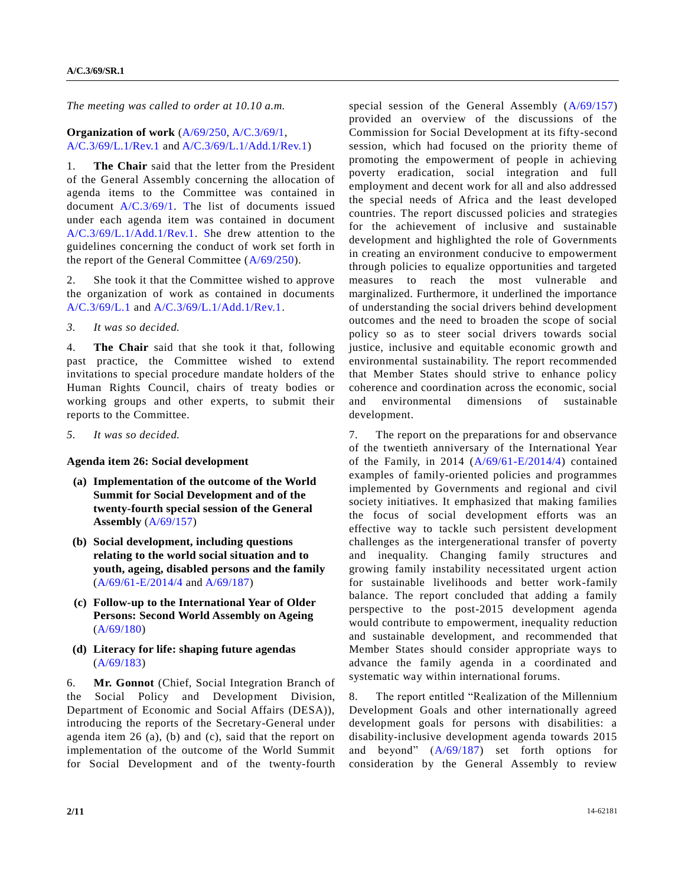*The meeting was called to order at 10.10 a.m.*

**Organization of work** (A/69/250, A/C.3/69/1, A/C.3/69/L.1/Rev.1 and A/C.3/69/L.1/Add.1/Rev.1)

1. **The Chair** said that the letter from the President of the General Assembly concerning the allocation of agenda items to the Committee was contained in document A/C.3/69/1. The list of documents issued under each agenda item was contained in document A/C.3/69/L.1/Add.1/Rev.1. She drew attention to the guidelines concerning the conduct of work set forth in the report of the General Committee (A/69/250).

2. She took it that the Committee wished to approve the organization of work as contained in documents A/C.3/69/L.1 and A/C.3/69/L.1/Add.1/Rev.1.

3. *It was so decided.*

4. **The Chair** said that she took it that, following past practice, the Committee wished to extend invitations to special procedure mandate holders of the Human Rights Council, chairs of treaty bodies or working groups and other experts, to submit their reports to the Committee.

5. *It was so decided.*

**Agenda item 26: Social development**

(a) **Implementation of the outcome of the World Summit for Social Development and of the twenty-fourth special session of the General Assembly** (A/69/157)

(b) **Social development, including questions relating to the world social situation and to youth, ageing, disabled persons and the family** (A/69/61-E/2014/4 and A/69/187)

(c) **Follow-up to the International Year of Older Persons: Second World Assembly on Ageing** (A/69/180)

(d) **Literacy for life: shaping future agendas** (A/69/183)

6. **Mr. Gonnot** (Chief, Social Integration Branch of the Social Policy and Development Division, Department of Economic and Social Affairs (DESA)), introducing the reports of the Secretary-General under agenda item 26 (a), (b) and (c), said that the report on implementation of the outcome of the World Summit for Social Development and of the twenty-fourth special session of the General Assembly (A/69/157) provided an overview of the discussions of the Commission for Social Development at its fifty-second session, which had focused on the priority theme of promoting the empowerment of people in achieving poverty eradication, social integration and full employment and decent work for all and also addressed the special needs of Africa and the least developed countries. The report discussed policies and strategies for the achievement of inclusive and sustainable development and highlighted the role of Governments in creating an environment conducive to empowerment through policies to equalize opportunities and targeted measures to reach the most vulnerable and marginalized. Furthermore, it underlined the importance of understanding the social drivers behind development outcomes and the need to broaden the scope of social policy so as to steer social drivers towards social justice, inclusive and equitable economic growth and environmental sustainability. The report recommended that Member States should strive to enhance policy coherence and coordination across the economic, social and environmental dimensions of sustainable development.

7. The report on the preparations for and observance of the twentieth anniversary of the International Year of the Family, in 2014 (A/69/61-E/2014/4) contained examples of family-oriented policies and programmes implemented by Governments and regional and civil society initiatives. It emphasized that making families the focus of social development efforts was an effective way to tackle such persistent development challenges as the intergenerational transfer of poverty and inequality. Changing family structures and growing family instability necessitated urgent action for sustainable livelihoods and better work-family balance. The report concluded that adding a family perspective to the post-2015 development agenda would contribute to empowerment, inequality reduction and sustainable development, and recommended that Member States should consider appropriate ways to advance the family agenda in a coordinated and systematic way within international forums.

8. The report entitled "Realization of the Millennium Development Goals and other internationally agreed development goals for persons with disabilities: a disability-inclusive development agenda towards 2015 and beyond" (A/69/187) set forth options for consideration by the General Assembly to review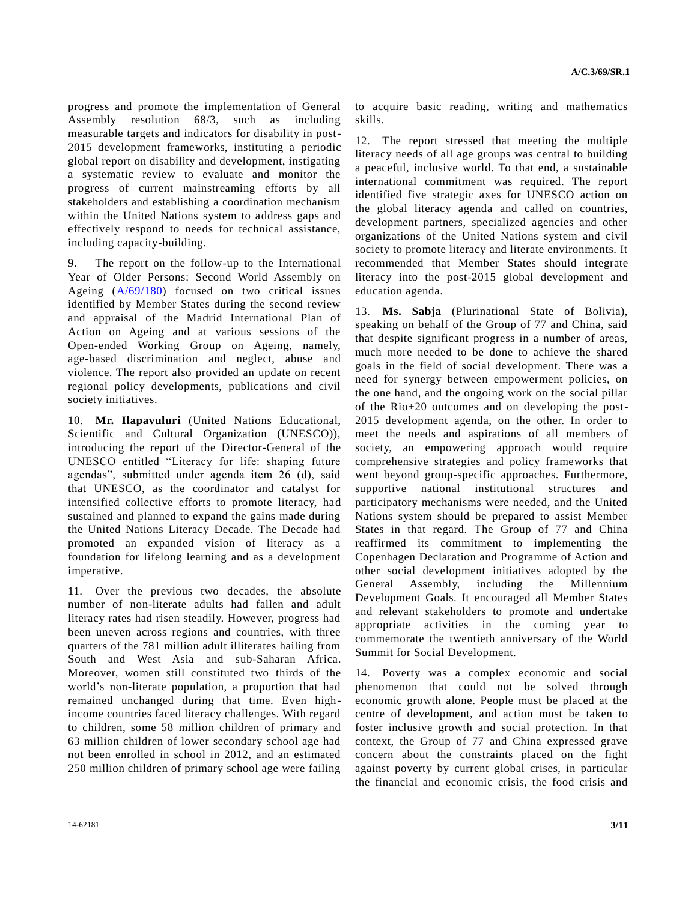progress and promote the implementation of General Assembly resolution 68/3, such as including measurable targets and indicators for disability in post-2015 development frameworks, instituting a periodic global report on disability and development, instigating a systematic review to evaluate and monitor the progress of current mainstreaming efforts by all stakeholders and establishing a coordination mechanism within the United Nations system to address gaps and effectively respond to needs for technical assistance, including capacity-building.

9. The report on the follow-up to the International Year of Older Persons: Second World Assembly on Ageing (A/69/180) focused on two critical issues identified by Member States during the second review and appraisal of the Madrid International Plan of Action on Ageing and at various sessions of the Open-ended Working Group on Ageing, namely, age-based discrimination and neglect, abuse and violence. The report also provided an update on recent regional policy developments, publications and civil society initiatives.

10. **Mr. Ilapavuluri** (United Nations Educational, Scientific and Cultural Organization (UNESCO)), introducing the report of the Director-General of the UNESCO entitled "Literacy for life: shaping future agendas", submitted under agenda item 26 (d), said that UNESCO, as the coordinator and catalyst for intensified collective efforts to promote literacy, had sustained and planned to expand the gains made during the United Nations Literacy Decade. The Decade had promoted an expanded vision of literacy as a foundation for lifelong learning and as a development imperative.

11. Over the previous two decades, the absolute number of non-literate adults had fallen and adult literacy rates had risen steadily. However, progress had been uneven across regions and countries, with three quarters of the 781 million adult illiterates hailing from South and West Asia and sub-Saharan Africa. Moreover, women still constituted two thirds of the world's non-literate population, a proportion that had remained unchanged during that time. Even high-income countries faced literacy challenges. With regard to children, some 58 million children of primary and 63 million children of lower secondary school age had not been enrolled in school in 2012, and an estimated 250 million children of primary school age were failing to acquire basic reading, writing and mathematics skills.

12. The report stressed that meeting the multiple literacy needs of all age groups was central to building a peaceful, inclusive world. To that end, a sustainable international commitment was required. The report identified five strategic axes for UNESCO action on the global literacy agenda and called on countries, development partners, specialized agencies and other organizations of the United Nations system and civil society to promote literacy and literate environments. It recommended that Member States should integrate literacy into the post-2015 global development and education agenda.

13. **Ms. Sabja** (Plurinational State of Bolivia), speaking on behalf of the Group of 77 and China, said that despite significant progress in a number of areas, much more needed to be done to achieve the shared goals in the field of social development. There was a need for synergy between empowerment policies, on the one hand, and the ongoing work on the social pillar of the Rio+20 outcomes and on developing the post-2015 development agenda, on the other. In order to meet the needs and aspirations of all members of society, an empowering approach would require comprehensive strategies and policy frameworks that went beyond group-specific approaches. Furthermore, supportive national institutional structures and participatory mechanisms were needed, and the United Nations system should be prepared to assist Member States in that regard. The Group of 77 and China reaffirmed its commitment to implementing the Copenhagen Declaration and Programme of Action and other social development initiatives adopted by the General Assembly, including the Millennium Development Goals. It encouraged all Member States and relevant stakeholders to promote and undertake appropriate activities in the coming year to commemorate the twentieth anniversary of the World Summit for Social Development.

14. Poverty was a complex economic and social phenomenon that could not be solved through economic growth alone. People must be placed at the centre of development, and action must be taken to foster inclusive growth and social protection. In that context, the Group of 77 and China expressed grave concern about the constraints placed on the fight against poverty by current global crises, in particular the financial and economic crisis, the food crisis and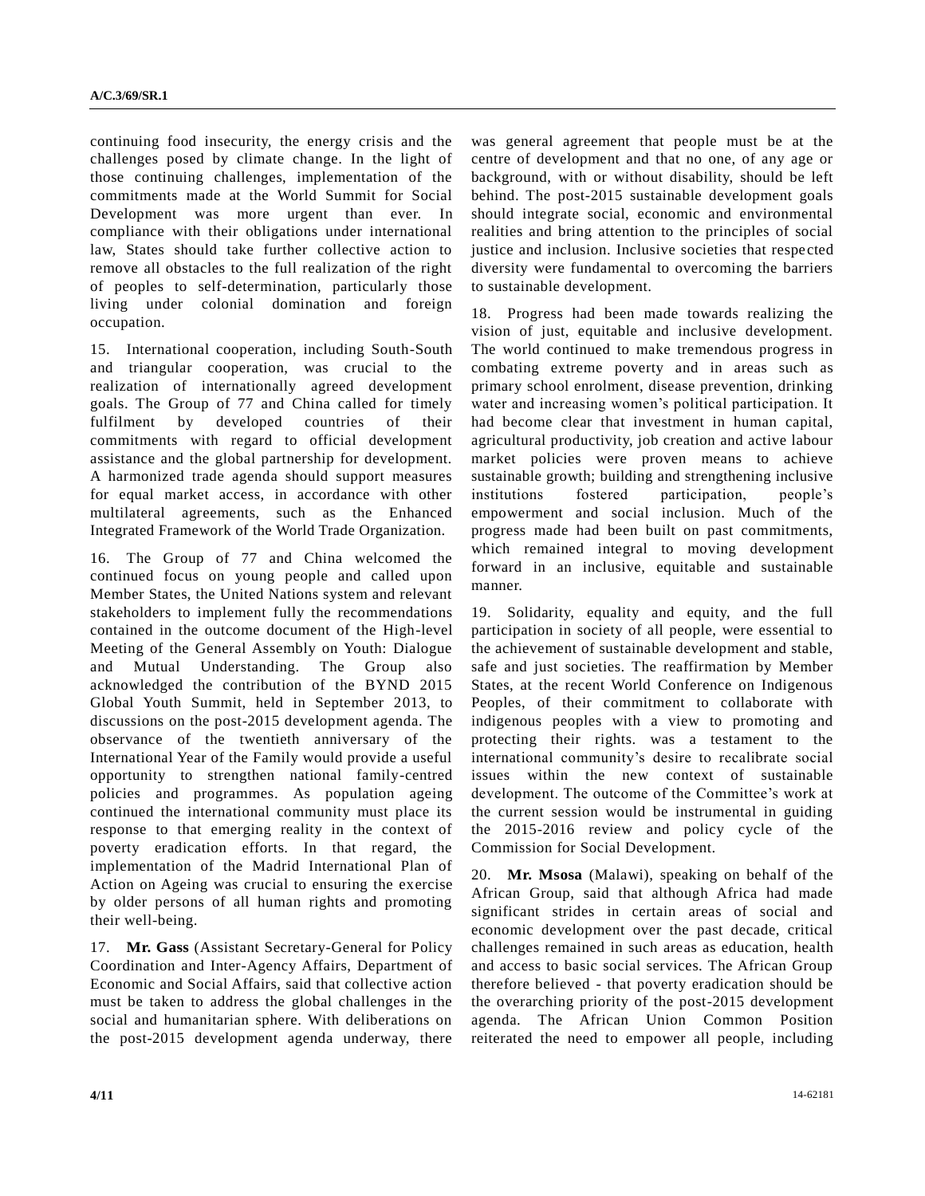continuing food insecurity, the energy crisis and the challenges posed by climate change. In the light of those continuing challenges, implementation of the commitments made at the World Summit for Social Development was more urgent than ever. In compliance with their obligations under international law, States should take further collective action to remove all obstacles to the full realization of the right of peoples to self-determination, particularly those living under colonial domination and foreign occupation.

15. International cooperation, including South-South and triangular cooperation, was crucial to the realization of internationally agreed development goals. The Group of 77 and China called for timely fulfilment by developed countries of their commitments with regard to official development assistance and the global partnership for development. A harmonized trade agenda should support measures for equal market access, in accordance with other multilateral agreements, such as the Enhanced Integrated Framework of the World Trade Organization.

16. The Group of 77 and China welcomed the continued focus on young people and called upon Member States, the United Nations system and relevant stakeholders to implement fully the recommendations contained in the outcome document of the High-level Meeting of the General Assembly on Youth: Dialogue and Mutual Understanding. The Group also acknowledged the contribution of the BYND 2015 Global Youth Summit, held in September 2013, to discussions on the post-2015 development agenda. The observance of the twentieth anniversary of the International Year of the Family would provide a useful opportunity to strengthen national family-centred policies and programmes. As population ageing continued the international community must place its response to that emerging reality in the context of poverty eradication efforts. In that regard, the implementation of the Madrid International Plan of Action on Ageing was crucial to ensuring the exercise by older persons of all human rights and promoting their well-being.

17. **Mr. Gass** (Assistant Secretary-General for Policy Coordination and Inter-Agency Affairs, Department of Economic and Social Affairs, said that collective action must be taken to address the global challenges in the social and humanitarian sphere. With deliberations on the post-2015 development agenda underway, there was general agreement that people must be at the centre of development and that no one, of any age or background, with or without disability, should be left behind. The post-2015 sustainable development goals should integrate social, economic and environmental realities and bring attention to the principles of social justice and inclusion. Inclusive societies that respected diversity were fundamental to overcoming the barriers to sustainable development.

18. Progress had been made towards realizing the vision of just, equitable and inclusive development. The world continued to make tremendous progress in combating extreme poverty and in areas such as primary school enrolment, disease prevention, drinking water and increasing women's political participation. It had become clear that investment in human capital, agricultural productivity, job creation and active labour market policies were proven means to achieve sustainable growth; building and strengthening inclusive institutions fostered participation, people's empowerment and social inclusion. Much of the progress made had been built on past commitments, which remained integral to moving development forward in an inclusive, equitable and sustainable manner.

19. Solidarity, equality and equity, and the full participation in society of all people, were essential to the achievement of sustainable development and stable, safe and just societies. The reaffirmation by Member States, at the recent World Conference on Indigenous Peoples, of their commitment to collaborate with indigenous peoples with a view to promoting and protecting their rights. was a testament to the international community's desire to recalibrate social issues within the new context of sustainable development. The outcome of the Committee's work at the current session would be instrumental in guiding the 2015-2016 review and policy cycle of the Commission for Social Development.

20. **Mr. Msosa** (Malawi), speaking on behalf of the African Group, said that although Africa had made significant strides in certain areas of social and economic development over the past decade, critical challenges remained in such areas as education, health and access to basic social services. The African Group therefore believed - that poverty eradication should be the overarching priority of the post-2015 development agenda. The African Union Common Position reiterated the need to empower all people, including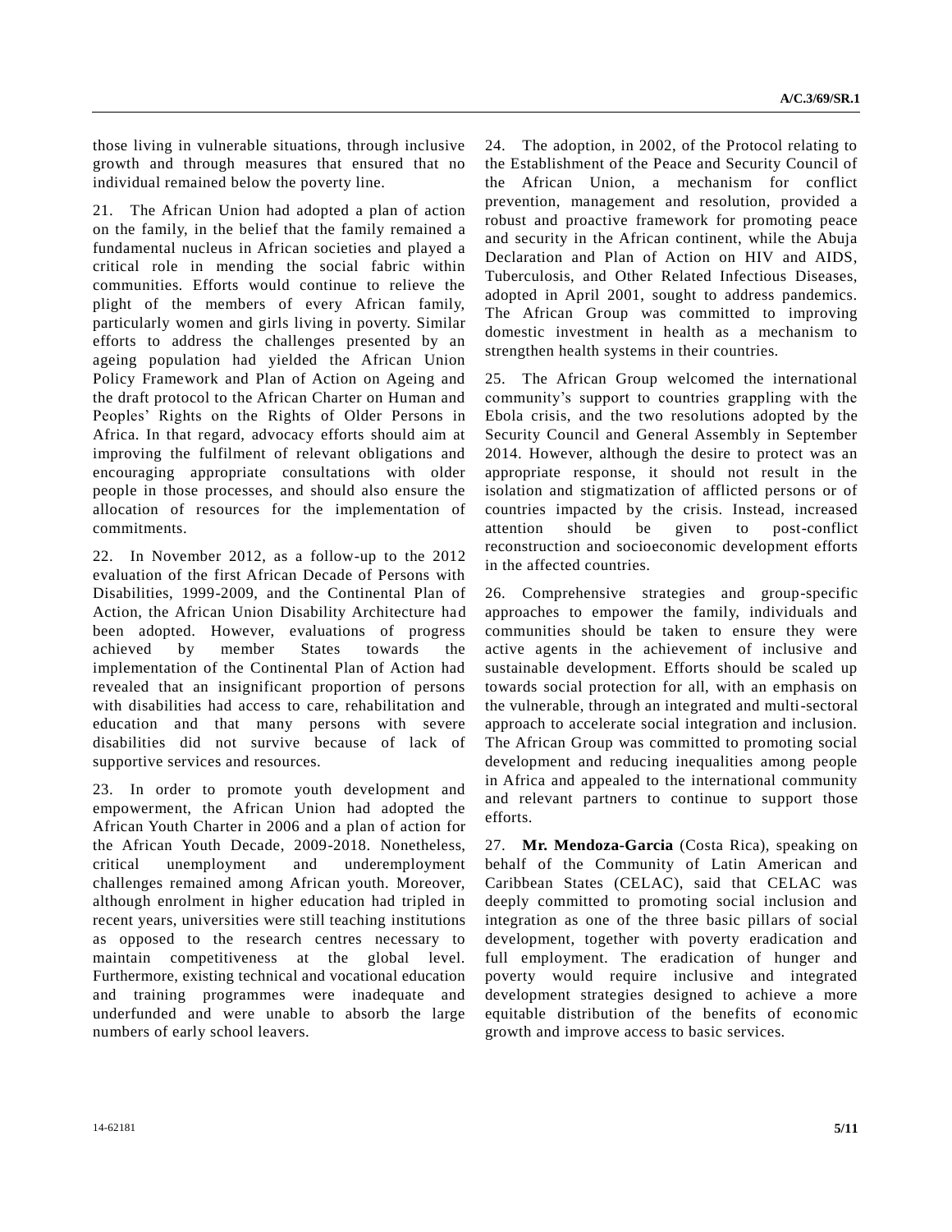those living in vulnerable situations, through inclusive growth and through measures that ensured that no individual remained below the poverty line.

21. The African Union had adopted a plan of action on the family, in the belief that the family remained a fundamental nucleus in African societies and played a critical role in mending the social fabric within communities. Efforts would continue to relieve the plight of the members of every African family, particularly women and girls living in poverty. Similar efforts to address the challenges presented by an ageing population had yielded the African Union Policy Framework and Plan of Action on Ageing and the draft protocol to the African Charter on Human and Peoples' Rights on the Rights of Older Persons in Africa. In that regard, advocacy efforts should aim at improving the fulfilment of relevant obligations and encouraging appropriate consultations with older people in those processes, and should also ensure the allocation of resources for the implementation of commitments.

22. In November 2012, as a follow-up to the 2012 evaluation of the first African Decade of Persons with Disabilities, 1999-2009, and the Continental Plan of Action, the African Union Disability Architecture had been adopted. However, evaluations of progress achieved by member States towards the implementation of the Continental Plan of Action had revealed that an insignificant proportion of persons with disabilities had access to care, rehabilitation and education and that many persons with severe disabilities did not survive because of lack of supportive services and resources.

23. In order to promote youth development and empowerment, the African Union had adopted the African Youth Charter in 2006 and a plan of action for the African Youth Decade, 2009-2018. Nonetheless, critical unemployment and underemployment challenges remained among African youth. Moreover, although enrolment in higher education had tripled in recent years, universities were still teaching institutions as opposed to the research centres necessary to maintain competitiveness at the global level. Furthermore, existing technical and vocational education and training programmes were inadequate and underfunded and were unable to absorb the large numbers of early school leavers.

24. The adoption, in 2002, of the Protocol relating to the Establishment of the Peace and Security Council of the African Union, a mechanism for conflict prevention, management and resolution, provided a robust and proactive framework for promoting peace and security in the African continent, while the Abuja Declaration and Plan of Action on HIV and AIDS, Tuberculosis, and Other Related Infectious Diseases, adopted in April 2001, sought to address pandemics. The African Group was committed to improving domestic investment in health as a mechanism to strengthen health systems in their countries.

25. The African Group welcomed the international community's support to countries grappling with the Ebola crisis, and the two resolutions adopted by the Security Council and General Assembly in September 2014. However, although the desire to protect was an appropriate response, it should not result in the isolation and stigmatization of afflicted persons or of countries impacted by the crisis. Instead, increased attention should be given to post-conflict reconstruction and socioeconomic development efforts in the affected countries.

26. Comprehensive strategies and group-specific approaches to empower the family, individuals and communities should be taken to ensure they were active agents in the achievement of inclusive and sustainable development. Efforts should be scaled up towards social protection for all, with an emphasis on the vulnerable, through an integrated and multi-sectoral approach to accelerate social integration and inclusion. The African Group was committed to promoting social development and reducing inequalities among people in Africa and appealed to the international community and relevant partners to continue to support those efforts.

27. **Mr. Mendoza-Garcia** (Costa Rica), speaking on behalf of the Community of Latin American and Caribbean States (CELAC), said that CELAC was deeply committed to promoting social inclusion and integration as one of the three basic pillars of social development, together with poverty eradication and full employment. The eradication of hunger and poverty would require inclusive and integrated development strategies designed to achieve a more equitable distribution of the benefits of economic growth and improve access to basic services.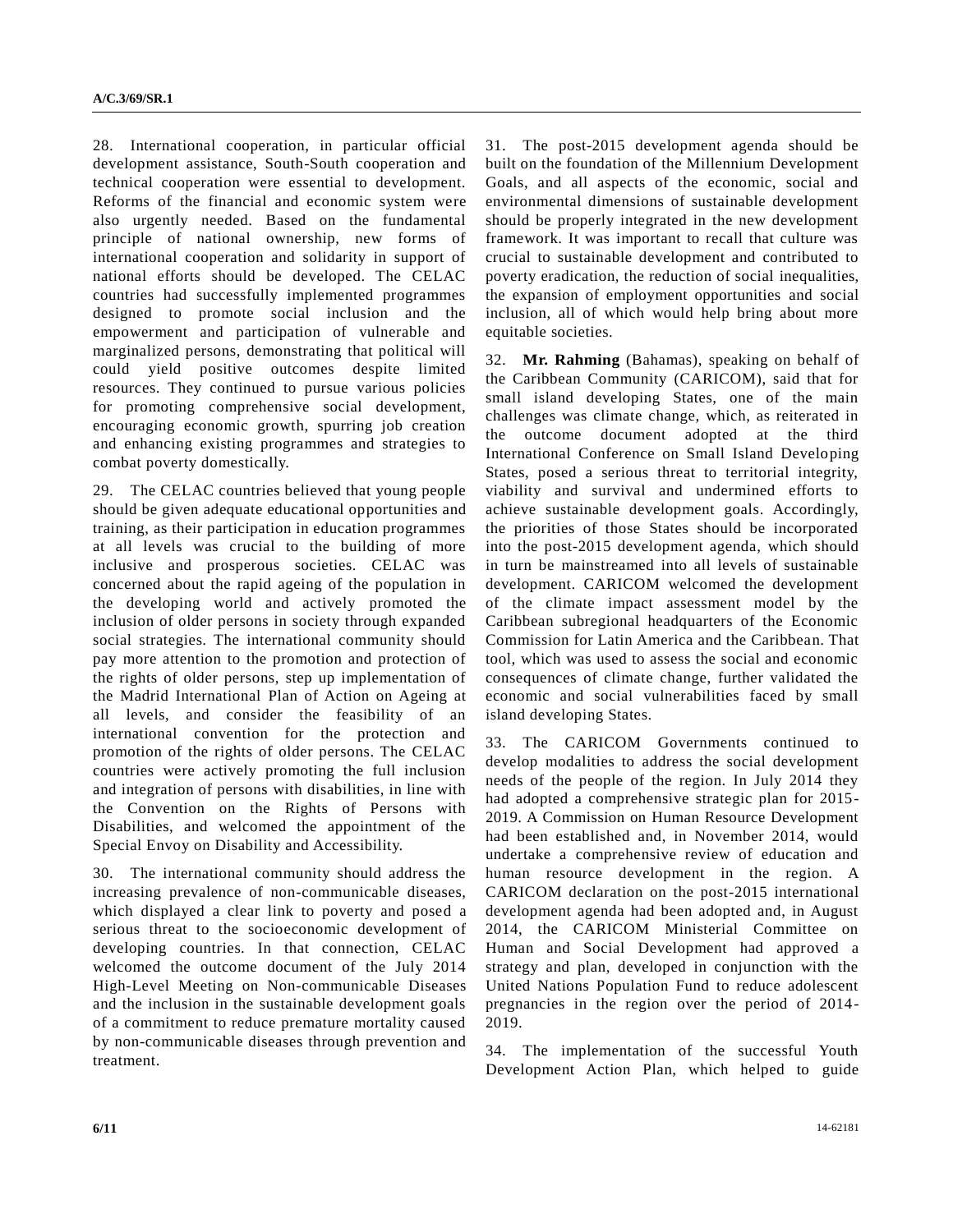28. International cooperation, in particular official development assistance, South-South cooperation and technical cooperation were essential to development. Reforms of the financial and economic system were also urgently needed. Based on the fundamental principle of national ownership, new forms of international cooperation and solidarity in support of national efforts should be developed. The CELAC countries had successfully implemented programmes designed to promote social inclusion and the empowerment and participation of vulnerable and marginalized persons, demonstrating that political will could yield positive outcomes despite limited resources. They continued to pursue various policies for promoting comprehensive social development, encouraging economic growth, spurring job creation and enhancing existing programmes and strategies to combat poverty domestically.

29. The CELAC countries believed that young people should be given adequate educational opportunities and training, as their participation in education programmes at all levels was crucial to the building of more inclusive and prosperous societies. CELAC was concerned about the rapid ageing of the population in the developing world and actively promoted the inclusion of older persons in society through expanded social strategies. The international community should pay more attention to the promotion and protection of the rights of older persons, step up implementation of the Madrid International Plan of Action on Ageing at all levels, and consider the feasibility of an international convention for the protection and promotion of the rights of older persons. The CELAC countries were actively promoting the full inclusion and integration of persons with disabilities, in line with the Convention on the Rights of Persons with Disabilities, and welcomed the appointment of the Special Envoy on Disability and Accessibility.

30. The international community should address the increasing prevalence of non-communicable diseases, which displayed a clear link to poverty and posed a serious threat to the socioeconomic development of developing countries. In that connection, CELAC welcomed the outcome document of the July 2014 High-Level Meeting on Non-communicable Diseases and the inclusion in the sustainable development goals of a commitment to reduce premature mortality caused by non-communicable diseases through prevention and treatment.

31. The post-2015 development agenda should be built on the foundation of the Millennium Development Goals, and all aspects of the economic, social and environmental dimensions of sustainable development should be properly integrated in the new development framework. It was important to recall that culture was crucial to sustainable development and contributed to poverty eradication, the reduction of social inequalities, the expansion of employment opportunities and social inclusion, all of which would help bring about more equitable societies.

32. **Mr. Rahming** (Bahamas), speaking on behalf of the Caribbean Community (CARICOM), said that for small island developing States, one of the main challenges was climate change, which, as reiterated in the outcome document adopted at the third International Conference on Small Island Developing States, posed a serious threat to territorial integrity, viability and survival and undermined efforts to achieve sustainable development goals. Accordingly, the priorities of those States should be incorporated into the post-2015 development agenda, which should in turn be mainstreamed into all levels of sustainable development. CARICOM welcomed the development of the climate impact assessment model by the Caribbean subregional headquarters of the Economic Commission for Latin America and the Caribbean. That tool, which was used to assess the social and economic consequences of climate change, further validated the economic and social vulnerabilities faced by small island developing States.

33. The CARICOM Governments continued to develop modalities to address the social development needs of the people of the region. In July 2014 they had adopted a comprehensive strategic plan for 2015-2019. A Commission on Human Resource Development had been established and, in November 2014, would undertake a comprehensive review of education and human resource development in the region. A CARICOM declaration on the post-2015 international development agenda had been adopted and, in August 2014, the CARICOM Ministerial Committee on Human and Social Development had approved a strategy and plan, developed in conjunction with the United Nations Population Fund to reduce adolescent pregnancies in the region over the period of 2014-2019.

34. The implementation of the successful Youth Development Action Plan, which helped to guide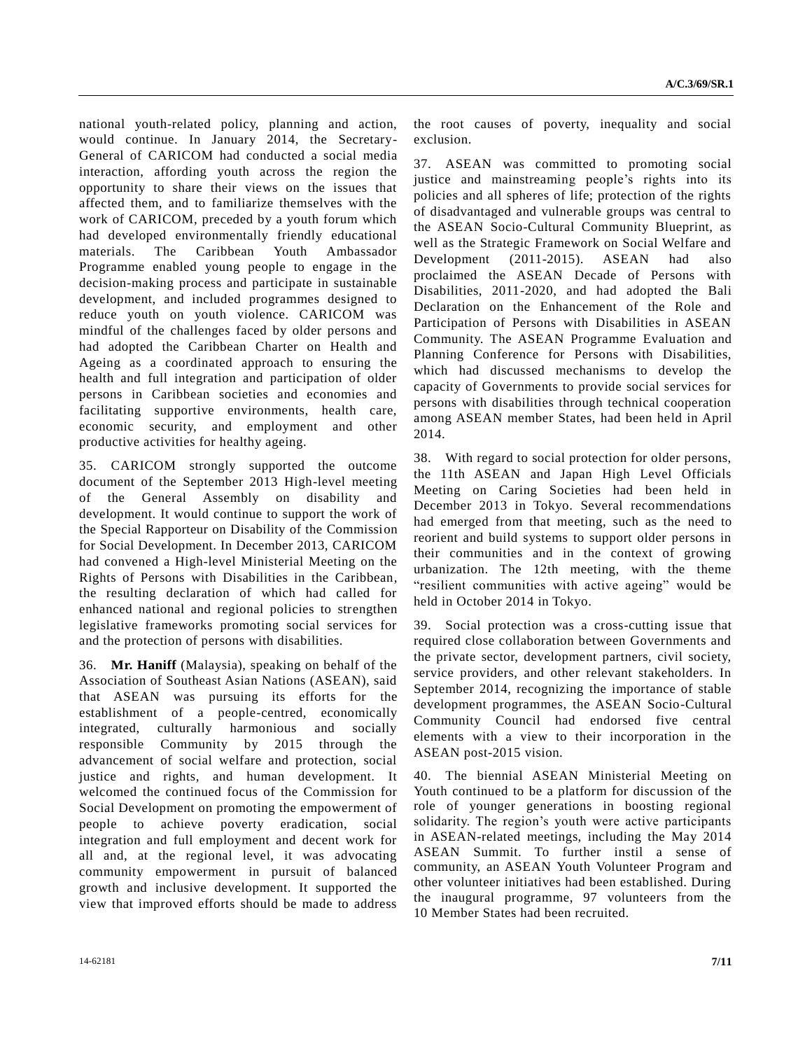national youth-related policy, planning and action, would continue. In January 2014, the Secretary-General of CARICOM had conducted a social media interaction, affording youth across the region the opportunity to share their views on the issues that affected them, and to familiarize themselves with the work of CARICOM, preceded by a youth forum which had developed environmentally friendly educational materials. The Caribbean Youth Ambassador Programme enabled young people to engage in the decision-making process and participate in sustainable development, and included programmes designed to reduce youth on youth violence. CARICOM was mindful of the challenges faced by older persons and had adopted the Caribbean Charter on Health and Ageing as a coordinated approach to ensuring the health and full integration and participation of older persons in Caribbean societies and economies and facilitating supportive environments, health care, economic security, and employment and other productive activities for healthy ageing.

35. CARICOM strongly supported the outcome document of the September 2013 High-level meeting of the General Assembly on disability and development. It would continue to support the work of the Special Rapporteur on Disability of the Commission for Social Development. In December 2013, CARICOM had convened a High-level Ministerial Meeting on the Rights of Persons with Disabilities in the Caribbean, the resulting declaration of which had called for enhanced national and regional policies to strengthen legislative frameworks promoting social services for and the protection of persons with disabilities.

36. **Mr. Haniff** (Malaysia), speaking on behalf of the Association of Southeast Asian Nations (ASEAN), said that ASEAN was pursuing its efforts for the establishment of a people-centred, economically integrated, culturally harmonious and socially responsible Community by 2015 through the advancement of social welfare and protection, social justice and rights, and human development. It welcomed the continued focus of the Commission for Social Development on promoting the empowerment of people to achieve poverty eradication, social integration and full employment and decent work for all and, at the regional level, it was advocating community empowerment in pursuit of balanced growth and inclusive development. It supported the view that improved efforts should be made to address the root causes of poverty, inequality and social exclusion.

37. ASEAN was committed to promoting social justice and mainstreaming people's rights into its policies and all spheres of life; protection of the rights of disadvantaged and vulnerable groups was central to the ASEAN Socio-Cultural Community Blueprint, as well as the Strategic Framework on Social Welfare and Development (2011-2015). ASEAN had also proclaimed the ASEAN Decade of Persons with Disabilities, 2011-2020, and had adopted the Bali Declaration on the Enhancement of the Role and Participation of Persons with Disabilities in ASEAN Community. The ASEAN Programme Evaluation and Planning Conference for Persons with Disabilities, which had discussed mechanisms to develop the capacity of Governments to provide social services for persons with disabilities through technical cooperation among ASEAN member States, had been held in April 2014.

38. With regard to social protection for older persons, the 11th ASEAN and Japan High Level Officials Meeting on Caring Societies had been held in December 2013 in Tokyo. Several recommendations had emerged from that meeting, such as the need to reorient and build systems to support older persons in their communities and in the context of growing urbanization. The 12th meeting, with the theme "resilient communities with active ageing" would be held in October 2014 in Tokyo.

39. Social protection was a cross-cutting issue that required close collaboration between Governments and the private sector, development partners, civil society, service providers, and other relevant stakeholders. In September 2014, recognizing the importance of stable development programmes, the ASEAN Socio-Cultural Community Council had endorsed five central elements with a view to their incorporation in the ASEAN post-2015 vision.

40. The biennial ASEAN Ministerial Meeting on Youth continued to be a platform for discussion of the role of younger generations in boosting regional solidarity. The region's youth were active participants in ASEAN-related meetings, including the May 2014 ASEAN Summit. To further instil a sense of community, an ASEAN Youth Volunteer Program and other volunteer initiatives had been established. During the inaugural programme, 97 volunteers from the 10 Member States had been recruited.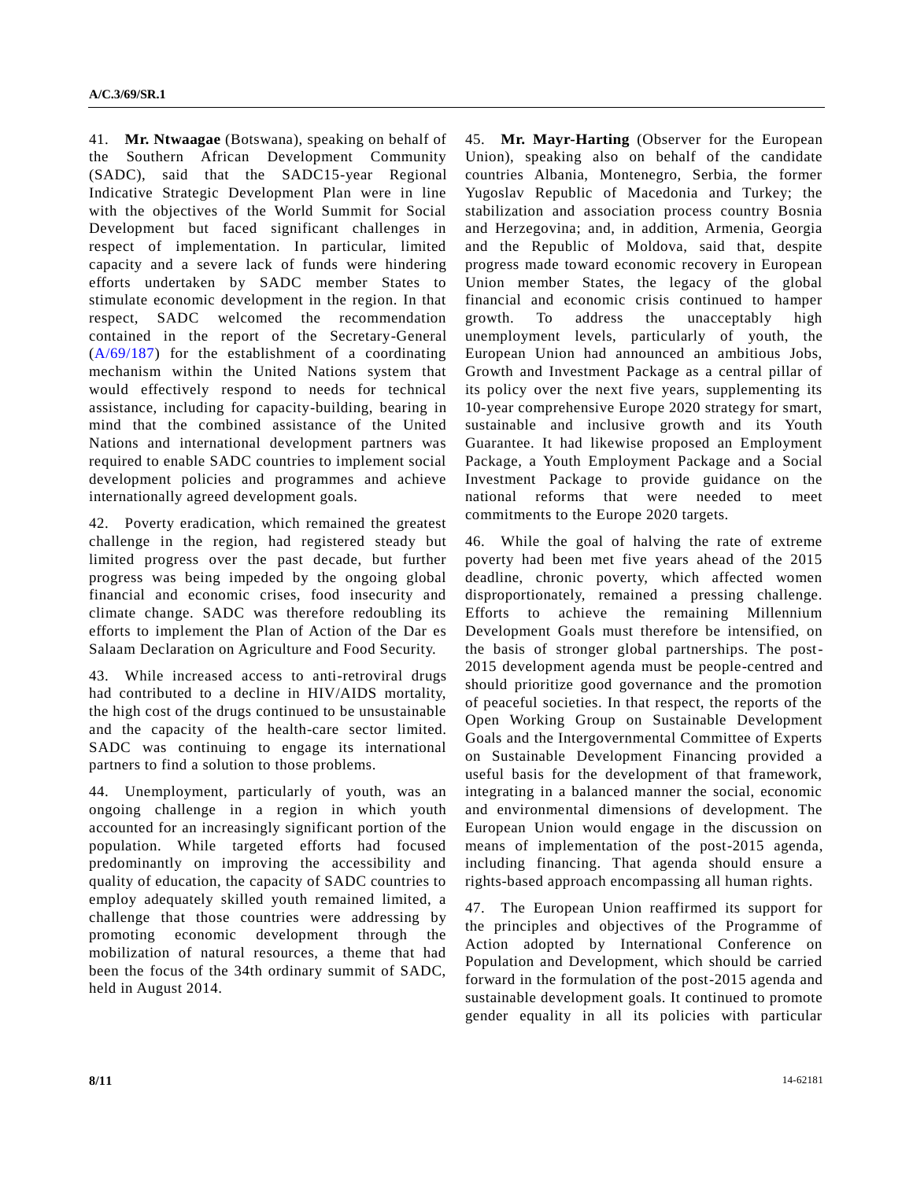41. **Mr. Ntwaagae** (Botswana), speaking on behalf of the Southern African Development Community (SADC), said that the SADC15-year Regional Indicative Strategic Development Plan were in line with the objectives of the World Summit for Social Development but faced significant challenges in respect of implementation. In particular, limited capacity and a severe lack of funds were hindering efforts undertaken by SADC member States to stimulate economic development in the region. In that respect, SADC welcomed the recommendation contained in the report of the Secretary-General (A/69/187) for the establishment of a coordinating mechanism within the United Nations system that would effectively respond to needs for technical assistance, including for capacity-building, bearing in mind that the combined assistance of the United Nations and international development partners was required to enable SADC countries to implement social development policies and programmes and achieve internationally agreed development goals.

42. Poverty eradication, which remained the greatest challenge in the region, had registered steady but limited progress over the past decade, but further progress was being impeded by the ongoing global financial and economic crises, food insecurity and climate change. SADC was therefore redoubling its efforts to implement the Plan of Action of the Dar es Salaam Declaration on Agriculture and Food Security.

43. While increased access to anti-retroviral drugs had contributed to a decline in HIV/AIDS mortality, the high cost of the drugs continued to be unsustainable and the capacity of the health-care sector limited. SADC was continuing to engage its international partners to find a solution to those problems.

44. Unemployment, particularly of youth, was an ongoing challenge in a region in which youth accounted for an increasingly significant portion of the population. While targeted efforts had focused predominantly on improving the accessibility and quality of education, the capacity of SADC countries to employ adequately skilled youth remained limited, a challenge that those countries were addressing by promoting economic development through the mobilization of natural resources, a theme that had been the focus of the 34th ordinary summit of SADC, held in August 2014.

45. **Mr. Mayr-Harting** (Observer for the European Union), speaking also on behalf of the candidate countries Albania, Montenegro, Serbia, the former Yugoslav Republic of Macedonia and Turkey; the stabilization and association process country Bosnia and Herzegovina; and, in addition, Armenia, Georgia and the Republic of Moldova, said that, despite progress made toward economic recovery in European Union member States, the legacy of the global financial and economic crisis continued to hamper growth. To address the unacceptably high unemployment levels, particularly of youth, the European Union had announced an ambitious Jobs, Growth and Investment Package as a central pillar of its policy over the next five years, supplementing its 10-year comprehensive Europe 2020 strategy for smart, sustainable and inclusive growth and its Youth Guarantee. It had likewise proposed an Employment Package, a Youth Employment Package and a Social Investment Package to provide guidance on the national reforms that were needed to meet commitments to the Europe 2020 targets.

46. While the goal of halving the rate of extreme poverty had been met five years ahead of the 2015 deadline, chronic poverty, which affected women disproportionately, remained a pressing challenge. Efforts to achieve the remaining Millennium Development Goals must therefore be intensified, on the basis of stronger global partnerships. The post-2015 development agenda must be people-centred and should prioritize good governance and the promotion of peaceful societies. In that respect, the reports of the Open Working Group on Sustainable Development Goals and the Intergovernmental Committee of Experts on Sustainable Development Financing provided a useful basis for the development of that framework, integrating in a balanced manner the social, economic and environmental dimensions of development. The European Union would engage in the discussion on means of implementation of the post-2015 agenda, including financing. That agenda should ensure a rights-based approach encompassing all human rights.

47. The European Union reaffirmed its support for the principles and objectives of the Programme of Action adopted by International Conference on Population and Development, which should be carried forward in the formulation of the post-2015 agenda and sustainable development goals. It continued to promote gender equality in all its policies with particular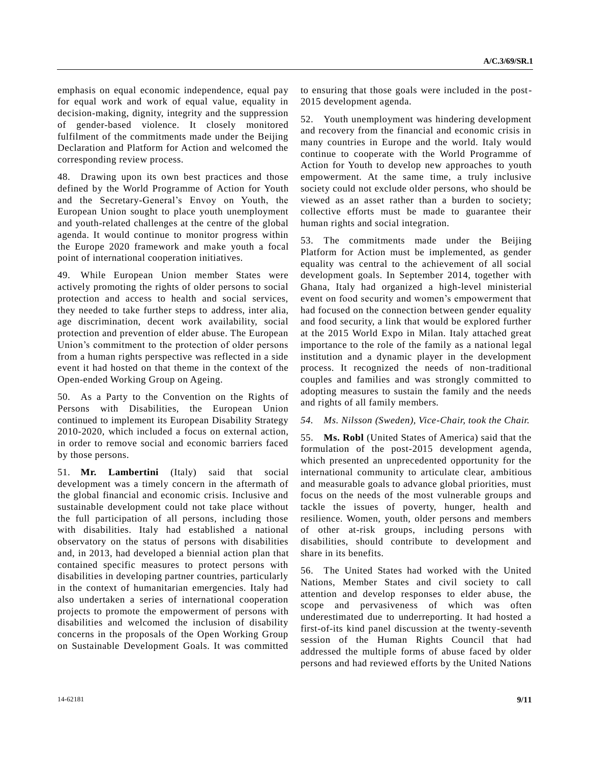emphasis on equal economic independence, equal pay for equal work and work of equal value, equality in decision-making, dignity, integrity and the suppression of gender-based violence. It closely monitored fulfilment of the commitments made under the Beijing Declaration and Platform for Action and welcomed the corresponding review process.

48. Drawing upon its own best practices and those defined by the World Programme of Action for Youth and the Secretary-General's Envoy on Youth, the European Union sought to place youth unemployment and youth-related challenges at the centre of the global agenda. It would continue to monitor progress within the Europe 2020 framework and make youth a focal point of international cooperation initiatives.

49. While European Union member States were actively promoting the rights of older persons to social protection and access to health and social services, they needed to take further steps to address, inter alia, age discrimination, decent work availability, social protection and prevention of elder abuse. The European Union's commitment to the protection of older persons from a human rights perspective was reflected in a side event it had hosted on that theme in the context of the Open-ended Working Group on Ageing.

50. As a Party to the Convention on the Rights of Persons with Disabilities, the European Union continued to implement its European Disability Strategy 2010-2020, which included a focus on external action, in order to remove social and economic barriers faced by those persons.

51. **Mr. Lambertini** (Italy) said that social development was a timely concern in the aftermath of the global financial and economic crisis. Inclusive and sustainable development could not take place without the full participation of all persons, including those with disabilities. Italy had established a national observatory on the status of persons with disabilities and, in 2013, had developed a biennial action plan that contained specific measures to protect persons with disabilities in developing partner countries, particularly in the context of humanitarian emergencies. Italy had also undertaken a series of international cooperation projects to promote the empowerment of persons with disabilities and welcomed the inclusion of disability concerns in the proposals of the Open Working Group on Sustainable Development Goals. It was committed to ensuring that those goals were included in the post-2015 development agenda.

52. Youth unemployment was hindering development and recovery from the financial and economic crisis in many countries in Europe and the world. Italy would continue to cooperate with the World Programme of Action for Youth to develop new approaches to youth empowerment. At the same time, a truly inclusive society could not exclude older persons, who should be viewed as an asset rather than a burden to society; collective efforts must be made to guarantee their human rights and social integration.

53. The commitments made under the Beijing Platform for Action must be implemented, as gender equality was central to the achievement of all social development goals. In September 2014, together with Ghana, Italy had organized a high-level ministerial event on food security and women's empowerment that had focused on the connection between gender equality and food security, a link that would be explored further at the 2015 World Expo in Milan. Italy attached great importance to the role of the family as a national legal institution and a dynamic player in the development process. It recognized the needs of non-traditional couples and families and was strongly committed to adopting measures to sustain the family and the needs and rights of all family members.

*54. Ms. Nilsson (Sweden), Vice-Chair, took the Chair.*

55. **Ms. Robl** (United States of America) said that the formulation of the post-2015 development agenda, which presented an unprecedented opportunity for the international community to articulate clear, ambitious and measurable goals to advance global priorities, must focus on the needs of the most vulnerable groups and tackle the issues of poverty, hunger, health and resilience. Women, youth, older persons and members of other at-risk groups, including persons with disabilities, should contribute to development and share in its benefits.

56. The United States had worked with the United Nations, Member States and civil society to call attention and develop responses to elder abuse, the scope and pervasiveness of which was often underestimated due to underreporting. It had hosted a first-of-its kind panel discussion at the twenty-seventh session of the Human Rights Council that had addressed the multiple forms of abuse faced by older persons and had reviewed efforts by the United Nations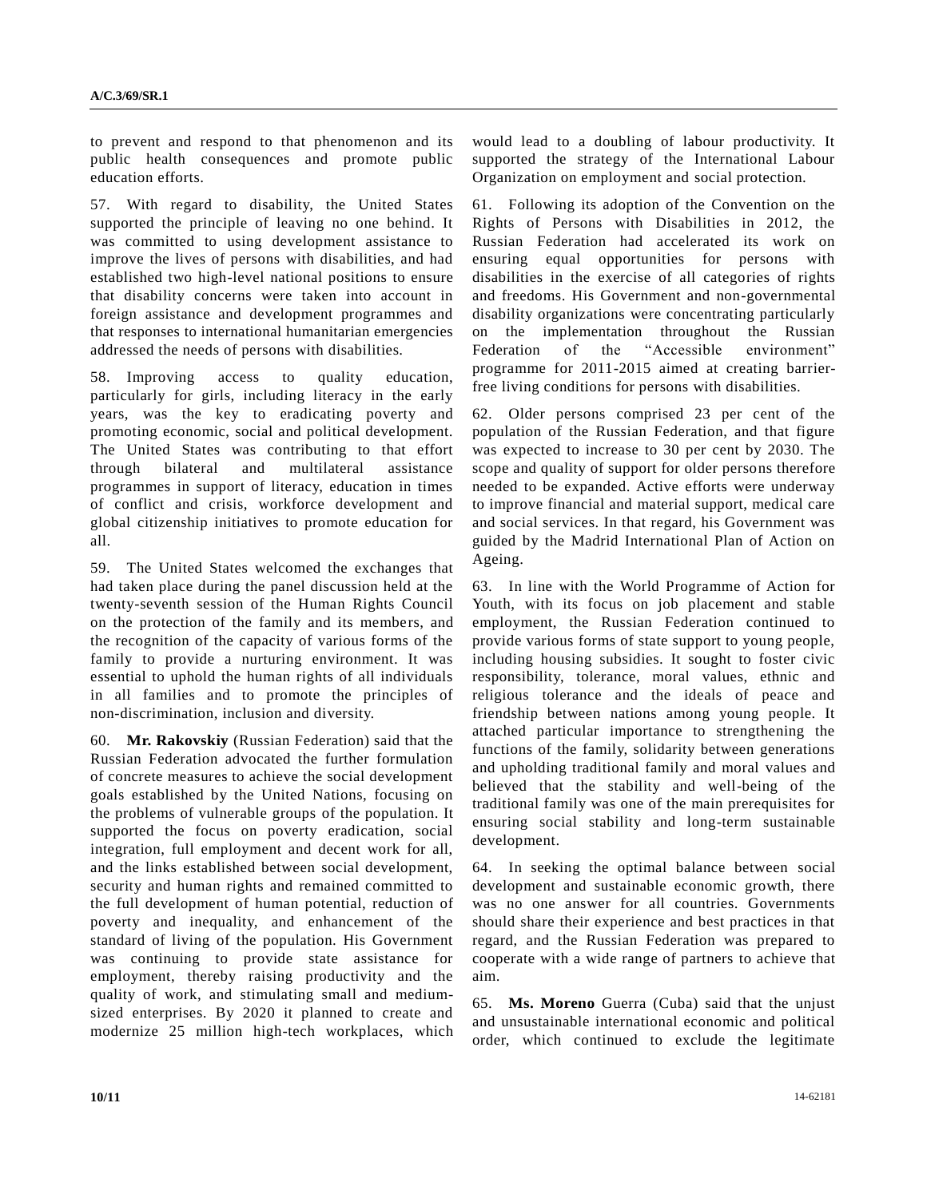to prevent and respond to that phenomenon and its public health consequences and promote public education efforts.

57. With regard to disability, the United States supported the principle of leaving no one behind. It was committed to using development assistance to improve the lives of persons with disabilities, and had established two high-level national positions to ensure that disability concerns were taken into account in foreign assistance and development programmes and that responses to international humanitarian emergencies addressed the needs of persons with disabilities.

58. Improving access to quality education, particularly for girls, including literacy in the early years, was the key to eradicating poverty and promoting economic, social and political development. The United States was contributing to that effort through bilateral and multilateral assistance programmes in support of literacy, education in times of conflict and crisis, workforce development and global citizenship initiatives to promote education for all.

59. The United States welcomed the exchanges that had taken place during the panel discussion held at the twenty-seventh session of the Human Rights Council on the protection of the family and its members, and the recognition of the capacity of various forms of the family to provide a nurturing environment. It was essential to uphold the human rights of all individuals in all families and to promote the principles of non-discrimination, inclusion and diversity.

60. **Mr. Rakovskiy** (Russian Federation) said that the Russian Federation advocated the further formulation of concrete measures to achieve the social development goals established by the United Nations, focusing on the problems of vulnerable groups of the population. It supported the focus on poverty eradication, social integration, full employment and decent work for all, and the links established between social development, security and human rights and remained committed to the full development of human potential, reduction of poverty and inequality, and enhancement of the standard of living of the population. His Government was continuing to provide state assistance for employment, thereby raising productivity and the quality of work, and stimulating small and medium-sized enterprises. By 2020 it planned to create and modernize 25 million high-tech workplaces, which would lead to a doubling of labour productivity. It supported the strategy of the International Labour Organization on employment and social protection.

61. Following its adoption of the Convention on the Rights of Persons with Disabilities in 2012, the Russian Federation had accelerated its work on ensuring equal opportunities for persons with disabilities in the exercise of all categories of rights and freedoms. His Government and non-governmental disability organizations were concentrating particularly on the implementation throughout the Russian Federation of the "Accessible environment" programme for 2011-2015 aimed at creating barrier-free living conditions for persons with disabilities.

62. Older persons comprised 23 per cent of the population of the Russian Federation, and that figure was expected to increase to 30 per cent by 2030. The scope and quality of support for older persons therefore needed to be expanded. Active efforts were underway to improve financial and material support, medical care and social services. In that regard, his Government was guided by the Madrid International Plan of Action on Ageing.

63. In line with the World Programme of Action for Youth, with its focus on job placement and stable employment, the Russian Federation continued to provide various forms of state support to young people, including housing subsidies. It sought to foster civic responsibility, tolerance, moral values, ethnic and religious tolerance and the ideals of peace and friendship between nations among young people. It attached particular importance to strengthening the functions of the family, solidarity between generations and upholding traditional family and moral values and believed that the stability and well-being of the traditional family was one of the main prerequisites for ensuring social stability and long-term sustainable development.

64. In seeking the optimal balance between social development and sustainable economic growth, there was no one answer for all countries. Governments should share their experience and best practices in that regard, and the Russian Federation was prepared to cooperate with a wide range of partners to achieve that aim.

65. **Ms. Moreno** Guerra (Cuba) said that the unjust and unsustainable international economic and political order, which continued to exclude the legitimate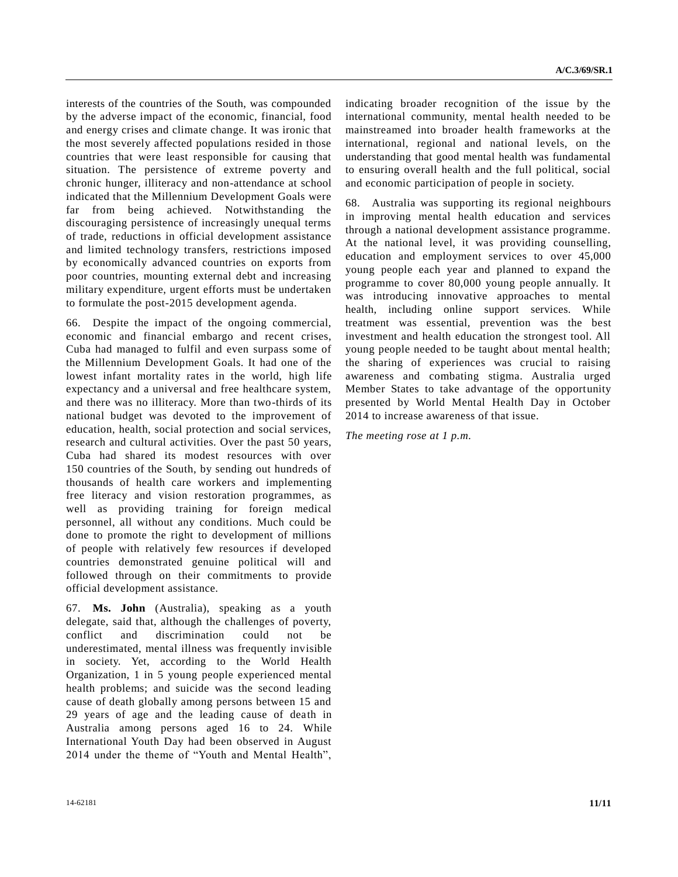interests of the countries of the South, was compounded by the adverse impact of the economic, financial, food and energy crises and climate change. It was ironic that the most severely affected populations resided in those countries that were least responsible for causing that situation. The persistence of extreme poverty and chronic hunger, illiteracy and non-attendance at school indicated that the Millennium Development Goals were far from being achieved. Notwithstanding the discouraging persistence of increasingly unequal terms of trade, reductions in official development assistance and limited technology transfers, restrictions imposed by economically advanced countries on exports from poor countries, mounting external debt and increasing military expenditure, urgent efforts must be undertaken to formulate the post-2015 development agenda.

66. Despite the impact of the ongoing commercial, economic and financial embargo and recent crises, Cuba had managed to fulfil and even surpass some of the Millennium Development Goals. It had one of the lowest infant mortality rates in the world, high life expectancy and a universal and free healthcare system, and there was no illiteracy. More than two-thirds of its national budget was devoted to the improvement of education, health, social protection and social services, research and cultural activities. Over the past 50 years, Cuba had shared its modest resources with over 150 countries of the South, by sending out hundreds of thousands of health care workers and implementing free literacy and vision restoration programmes, as well as providing training for foreign medical personnel, all without any conditions. Much could be done to promote the right to development of millions of people with relatively few resources if developed countries demonstrated genuine political will and followed through on their commitments to provide official development assistance.

67. **Ms. John** (Australia), speaking as a youth delegate, said that, although the challenges of poverty, conflict and discrimination could not be underestimated, mental illness was frequently invisible in society. Yet, according to the World Health Organization, 1 in 5 young people experienced mental health problems; and suicide was the second leading cause of death globally among persons between 15 and 29 years of age and the leading cause of death in Australia among persons aged 16 to 24. While International Youth Day had been observed in August 2014 under the theme of "Youth and Mental Health", indicating broader recognition of the issue by the international community, mental health needed to be mainstreamed into broader health frameworks at the international, regional and national levels, on the understanding that good mental health was fundamental to ensuring overall health and the full political, social and economic participation of people in society.

68. Australia was supporting its regional neighbours in improving mental health education and services through a national development assistance programme. At the national level, it was providing counselling, education and employment services to over 45,000 young people each year and planned to expand the programme to cover 80,000 young people annually. It was introducing innovative approaches to mental health, including online support services. While treatment was essential, prevention was the best investment and health education the strongest tool. All young people needed to be taught about mental health; the sharing of experiences was crucial to raising awareness and combating stigma. Australia urged Member States to take advantage of the opportunity presented by World Mental Health Day in October 2014 to increase awareness of that issue.

*The meeting rose at 1 p.m.*